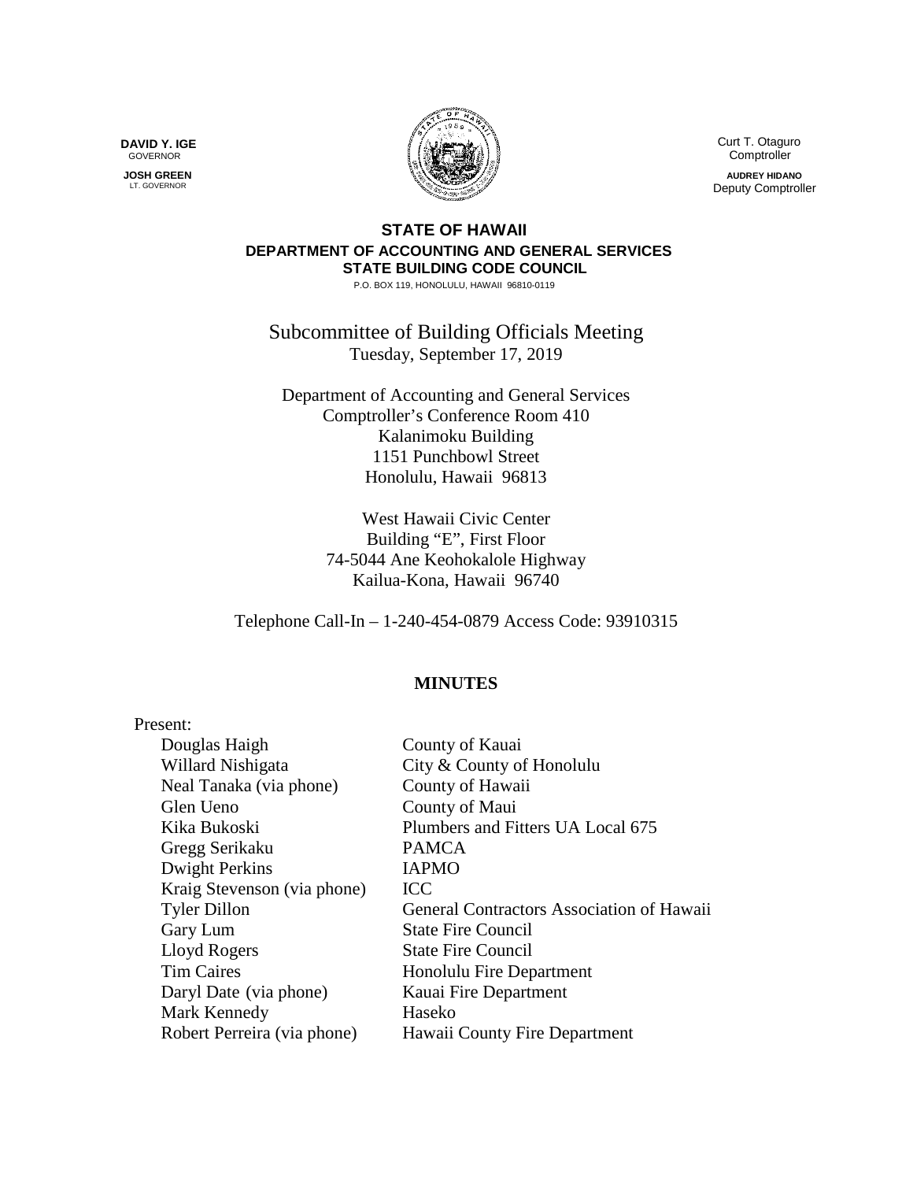**DAVID Y. IGE**
GOVERNOR

**JOSH GREEN**
LT. GOVERNOR

Curt T. Otaguro
Comptroller

**AUDREY HIDANO**
Deputy Comptroller

**STATE OF HAWAII**
**DEPARTMENT OF ACCOUNTING AND GENERAL SERVICES**
**STATE BUILDING CODE COUNCIL**
P.O. BOX 119, HONOLULU, HAWAII 96810-0119

Subcommittee of Building Officials Meeting
Tuesday, September 17, 2019

Department of Accounting and General Services
Comptroller's Conference Room 410
Kalanimoku Building
1151 Punchbowl Street
Honolulu, Hawaii 96813

West Hawaii Civic Center
Building "E", First Floor
74-5044 Ane Keohokalole Highway
Kailua-Kona, Hawaii 96740

Telephone Call-In – 1-240-454-0879 Access Code: 93910315

## MINUTES

Present:

| | |
|---|---|
| Douglas Haigh | County of Kauai |
| Willard Nishigata | City & County of Honolulu |
| Neal Tanaka (via phone) | County of Hawaii |
| Glen Ueno | County of Maui |
| Kika Bukoski | Plumbers and Fitters UA Local 675 |
| Gregg Serikaku | PAMCA |
| Dwight Perkins | IAPMO |
| Kraig Stevenson (via phone) | ICC |
| Tyler Dillon | General Contractors Association of Hawaii |
| Gary Lum | State Fire Council |
| Lloyd Rogers | State Fire Council |
| Tim Caires | Honolulu Fire Department |
| Daryl Date (via phone) | Kauai Fire Department |
| Mark Kennedy | Haseko |
| Robert Perreira (via phone) | Hawaii County Fire Department |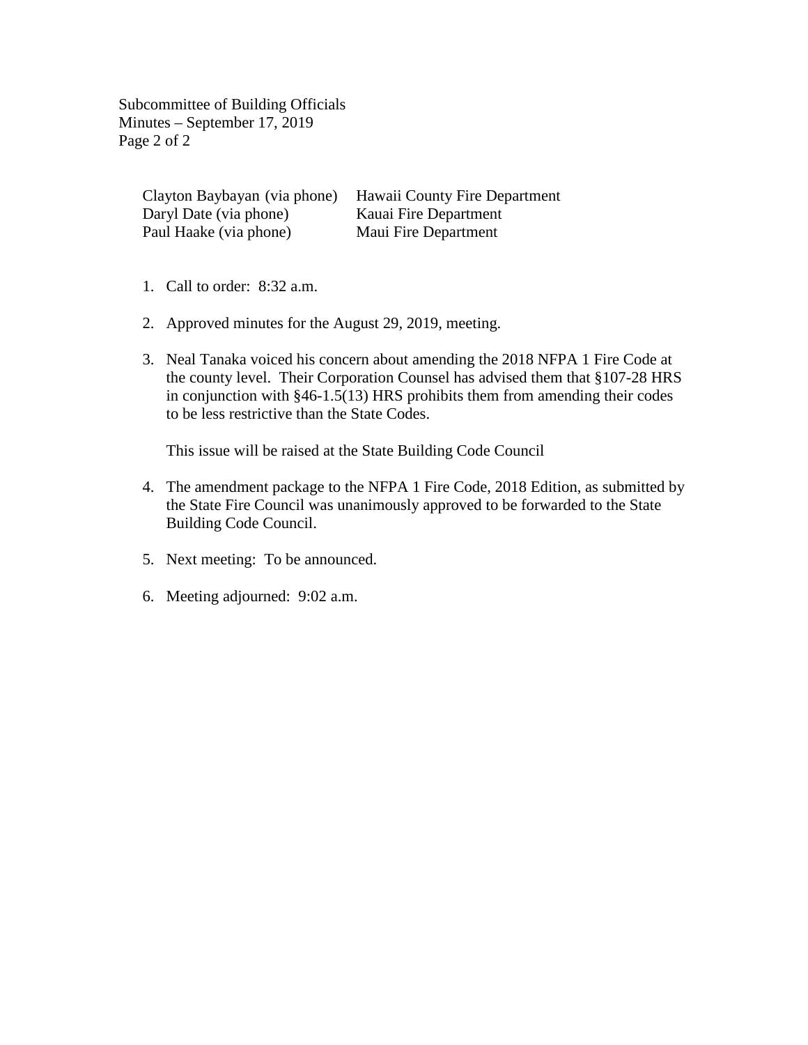| | |
|---|---|
| Clayton Baybayan (via phone) | Hawaii County Fire Department |
| Daryl Date (via phone) | Kauai Fire Department |
| Paul Haake (via phone) | Maui Fire Department |

1. Call to order: 8:32 a.m.

2. Approved minutes for the August 29, 2019, meeting.

3. Neal Tanaka voiced his concern about amending the 2018 NFPA 1 Fire Code at the county level. Their Corporation Counsel has advised them that §107-28 HRS in conjunction with §46-1.5(13) HRS prohibits them from amending their codes to be less restrictive than the State Codes.

   This issue will be raised at the State Building Code Council

4. The amendment package to the NFPA 1 Fire Code, 2018 Edition, as submitted by the State Fire Council was unanimously approved to be forwarded to the State Building Code Council.

5. Next meeting: To be announced.

6. Meeting adjourned: 9:02 a.m.